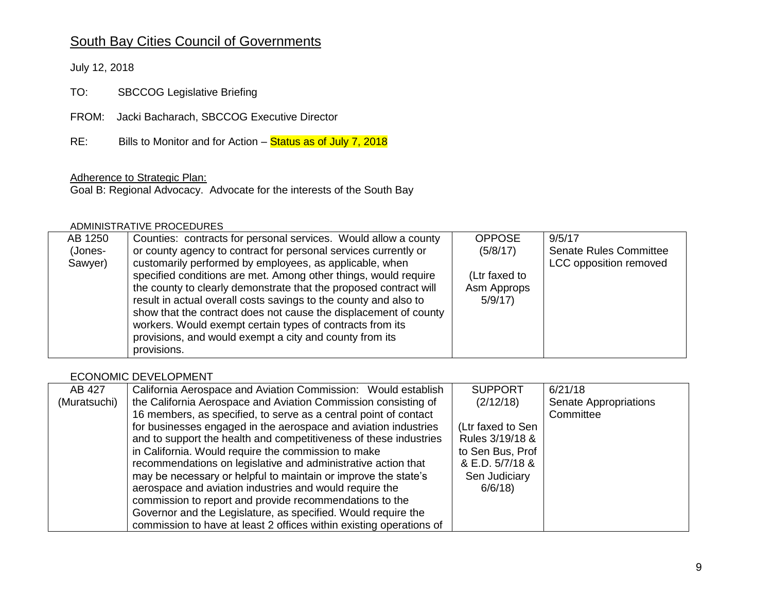# South Bay Cities Council of Governments

July 12, 2018

TO: SBCCOG Legislative Briefing

FROM: Jacki Bacharach, SBCCOG Executive Director

RE: Bills to Monitor and for Action – Status as of July 7, 2018

Adherence to Strategic Plan:

Goal B: Regional Advocacy. Advocate for the interests of the South Bay

ADMINISTRATIVE PROCEDURES

| | | | |
|---|---|---|---|
| AB 1250 (Jones-Sawyer) | Counties: contracts for personal services. Would allow a county or county agency to contract for personal services currently or customarily performed by employees, as applicable, when specified conditions are met. Among other things, would require the county to clearly demonstrate that the proposed contract will result in actual overall costs savings to the county and also to show that the contract does not cause the displacement of county workers. Would exempt certain types of contracts from its provisions, and would exempt a city and county from its provisions. | OPPOSE (5/8/17) (Ltr faxed to Asm Approps 5/9/17) | 9/5/17 Senate Rules Committee LCC opposition removed |

ECONOMIC DEVELOPMENT

| | | | |
|---|---|---|---|
| AB 427 (Muratsuchi) | California Aerospace and Aviation Commission: Would establish the California Aerospace and Aviation Commission consisting of 16 members, as specified, to serve as a central point of contact for businesses engaged in the aerospace and aviation industries and to support the health and competitiveness of these industries in California. Would require the commission to make recommendations on legislative and administrative action that may be necessary or helpful to maintain or improve the state's aerospace and aviation industries and would require the commission to report and provide recommendations to the Governor and the Legislature, as specified. Would require the commission to have at least 2 offices within existing operations of | SUPPORT (2/12/18) (Ltr faxed to Sen Rules 3/19/18 & to Sen Bus, Prof & E.D. 5/7/18 & Sen Judiciary 6/6/18) | 6/21/18 Senate Appropriations Committee |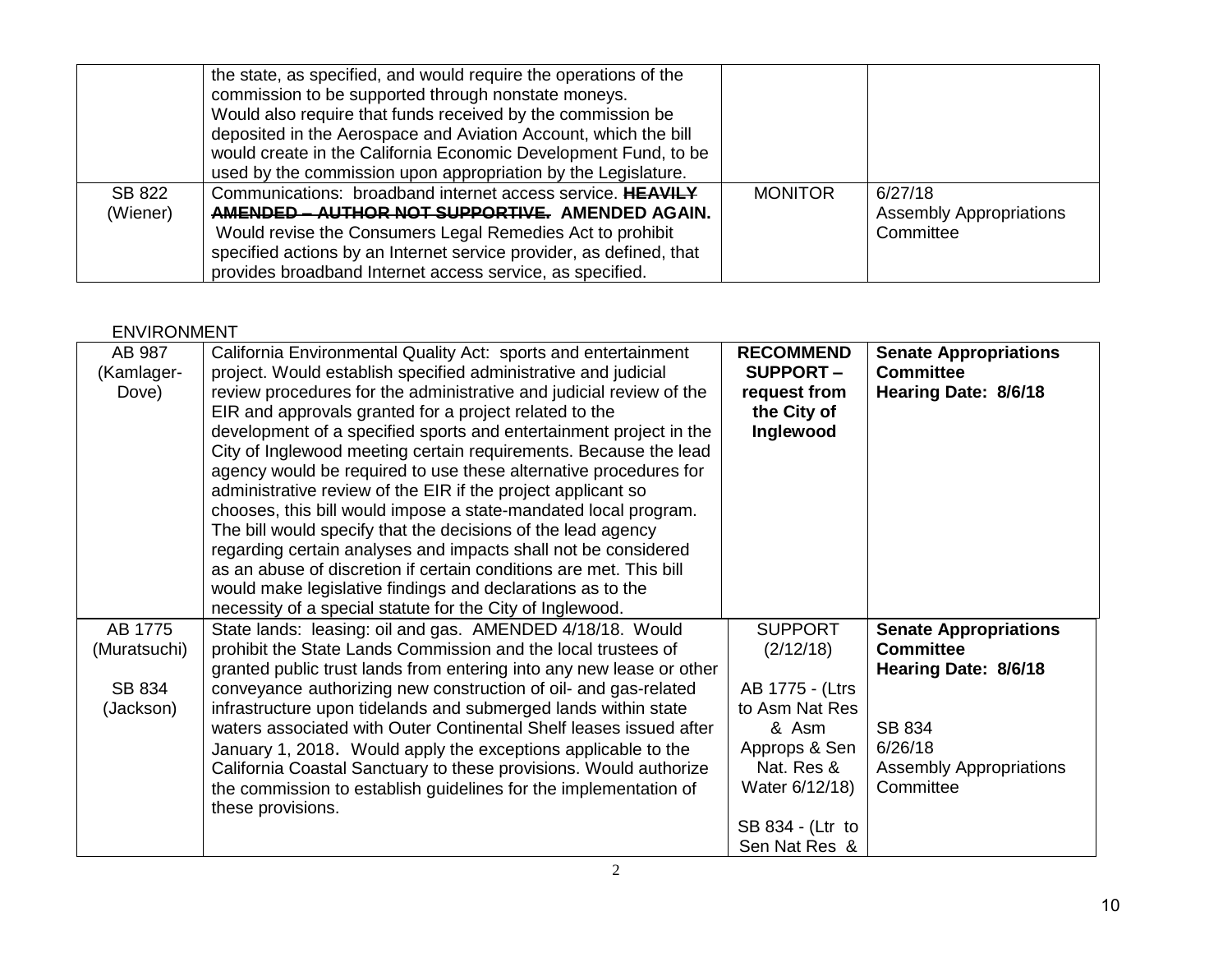| | | | |
|---|---|---|---|
| | the state, as specified, and would require the operations of the commission to be supported through nonstate moneys. Would also require that funds received by the commission be deposited in the Aerospace and Aviation Account, which the bill would create in the California Economic Development Fund, to be used by the commission upon appropriation by the Legislature. | | |
| SB 822 (Wiener) | Communications: broadband internet access service. ~~**HEAVILY AMENDED – AUTHOR NOT SUPPORTIVE.**~~ **AMENDED AGAIN.** Would revise the Consumers Legal Remedies Act to prohibit specified actions by an Internet service provider, as defined, that provides broadband Internet access service, as specified. | MONITOR | 6/27/18 Assembly Appropriations Committee |

ENVIRONMENT

| | | | |
|---|---|---|---|
| AB 987 (Kamlager-Dove) | California Environmental Quality Act: sports and entertainment project. Would establish specified administrative and judicial review procedures for the administrative and judicial review of the EIR and approvals granted for a project related to the development of a specified sports and entertainment project in the City of Inglewood meeting certain requirements. Because the lead agency would be required to use these alternative procedures for administrative review of the EIR if the project applicant so chooses, this bill would impose a state-mandated local program. The bill would specify that the decisions of the lead agency regarding certain analyses and impacts shall not be considered as an abuse of discretion if certain conditions are met. This bill would make legislative findings and declarations as to the necessity of a special statute for the City of Inglewood. | **RECOMMEND SUPPORT – request from the City of Inglewood** | **Senate Appropriations Committee Hearing Date: 8/6/18** |
| AB 1775 (Muratsuchi)<br><br>SB 834 (Jackson) | State lands: leasing: oil and gas. AMENDED 4/18/18. Would prohibit the State Lands Commission and the local trustees of granted public trust lands from entering into any new lease or other conveyance authorizing new construction of oil- and gas-related infrastructure upon tidelands and submerged lands within state waters associated with Outer Continental Shelf leases issued after January 1, 2018. Would apply the exceptions applicable to the California Coastal Sanctuary to these provisions. Would authorize the commission to establish guidelines for the implementation of these provisions. | SUPPORT (2/12/18)<br><br>AB 1775 - (Ltrs to Asm Nat Res & Asm Approps & Sen Nat. Res & Water 6/12/18)<br><br>SB 834 - (Ltr to Sen Nat Res & | **Senate Appropriations Committee Hearing Date: 8/6/18**<br><br>SB 834 6/26/18 Assembly Appropriations Committee |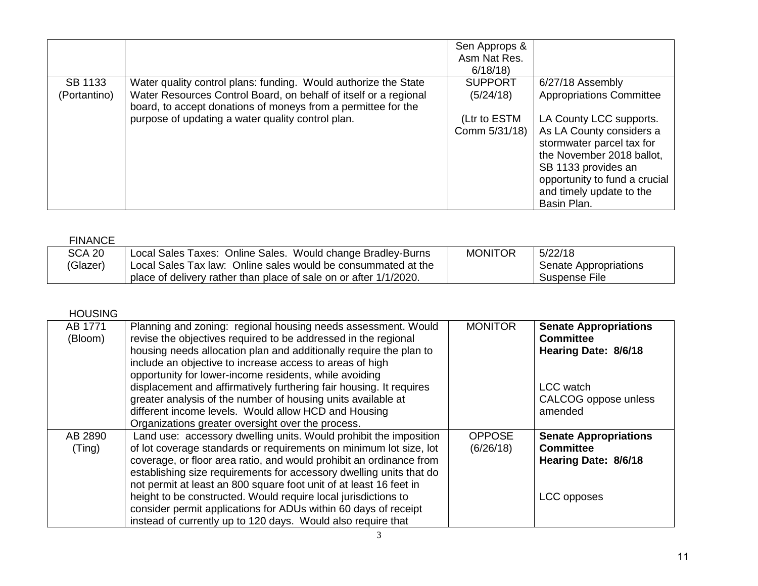| | | Sen Approps & Asm Nat Res. 6/18/18) | |
|---|---|---|---|
| SB 1133 (Portantino) | Water quality control plans: funding. Would authorize the State Water Resources Control Board, on behalf of itself or a regional board, to accept donations of moneys from a permittee for the purpose of updating a water quality control plan. | SUPPORT (5/24/18)<br><br>(Ltr to ESTM Comm 5/31/18) | 6/27/18 Assembly Appropriations Committee<br><br>LA County LCC supports. As LA County considers a stormwater parcel tax for the November 2018 ballot, SB 1133 provides an opportunity to fund a crucial and timely update to the Basin Plan. |

FINANCE

| | | | |
|---|---|---|---|
| SCA 20 (Glazer) | Local Sales Taxes: Online Sales. Would change Bradley-Burns Local Sales Tax law: Online sales would be consummated at the place of delivery rather than place of sale on or after 1/1/2020. | MONITOR | 5/22/18 Senate Appropriations Suspense File |

HOUSING

| | | | |
|---|---|---|---|
| AB 1771 (Bloom) | Planning and zoning: regional housing needs assessment. Would revise the objectives required to be addressed in the regional housing needs allocation plan and additionally require the plan to include an objective to increase access to areas of high opportunity for lower-income residents, while avoiding displacement and affirmatively furthering fair housing. It requires greater analysis of the number of housing units available at different income levels. Would allow HCD and Housing Organizations greater oversight over the process. | MONITOR | **Senate Appropriations Committee Hearing Date: 8/6/18**<br><br>LCC watch<br>CALCOG oppose unless amended |
| AB 2890 (Ting) | Land use: accessory dwelling units. Would prohibit the imposition of lot coverage standards or requirements on minimum lot size, lot coverage, or floor area ratio, and would prohibit an ordinance from establishing size requirements for accessory dwelling units that do not permit at least an 800 square foot unit of at least 16 feet in height to be constructed. Would require local jurisdictions to consider permit applications for ADUs within 60 days of receipt instead of currently up to 120 days. Would also require that | OPPOSE (6/26/18) | **Senate Appropriations Committee Hearing Date: 8/6/18**<br><br>LCC opposes |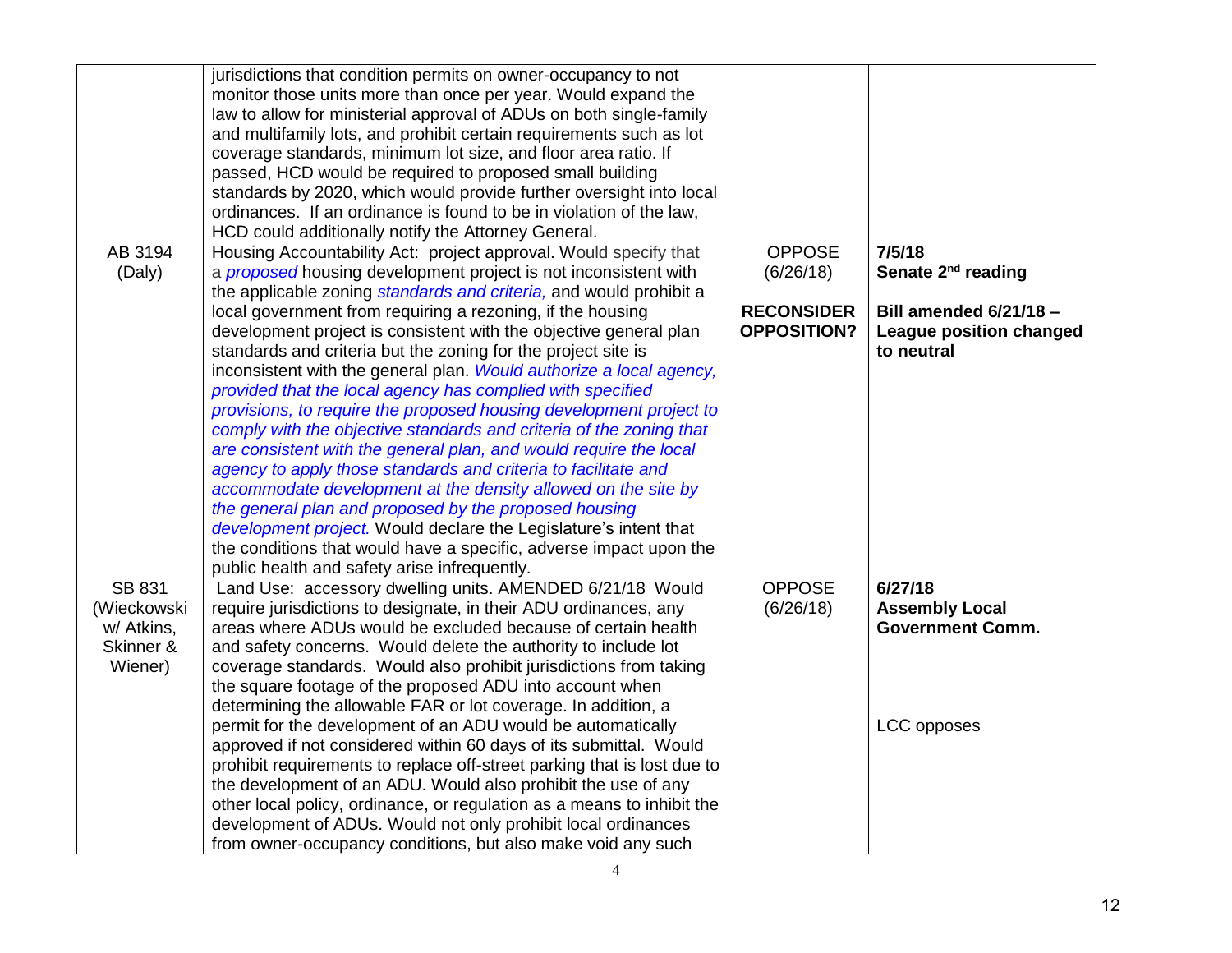| | | | |
|---|---|---|---|
| | jurisdictions that condition permits on owner-occupancy to not monitor those units more than once per year. Would expand the law to allow for ministerial approval of ADUs on both single-family and multifamily lots, and prohibit certain requirements such as lot coverage standards, minimum lot size, and floor area ratio. If passed, HCD would be required to proposed small building standards by 2020, which would provide further oversight into local ordinances. If an ordinance is found to be in violation of the law, HCD could additionally notify the Attorney General. | | |
| AB 3194 (Daly) | Housing Accountability Act: project approval. Would specify that a *proposed* housing development project is not inconsistent with the applicable zoning *standards and criteria,* and would prohibit a local government from requiring a rezoning, if the housing development project is consistent with the objective general plan standards and criteria but the zoning for the project site is inconsistent with the general plan. *Would authorize a local agency, provided that the local agency has complied with specified provisions, to require the proposed housing development project to comply with the objective standards and criteria of the zoning that are consistent with the general plan, and would require the local agency to apply those standards and criteria to facilitate and accommodate development at the density allowed on the site by the general plan and proposed by the proposed housing development project.* Would declare the Legislature's intent that the conditions that would have a specific, adverse impact upon the public health and safety arise infrequently. | OPPOSE (6/26/18)<br><br>**RECONSIDER OPPOSITION?** | **7/5/18**<br>**Senate 2nd reading**<br><br>**Bill amended 6/21/18 – League position changed to neutral** |
| SB 831 (Wieckowski w/ Atkins, Skinner & Wiener) | Land Use: accessory dwelling units. AMENDED 6/21/18 Would require jurisdictions to designate, in their ADU ordinances, any areas where ADUs would be excluded because of certain health and safety concerns. Would delete the authority to include lot coverage standards. Would also prohibit jurisdictions from taking the square footage of the proposed ADU into account when determining the allowable FAR or lot coverage. In addition, a permit for the development of an ADU would be automatically approved if not considered within 60 days of its submittal. Would prohibit requirements to replace off-street parking that is lost due to the development of an ADU. Would also prohibit the use of any other local policy, ordinance, or regulation as a means to inhibit the development of ADUs. Would not only prohibit local ordinances from owner-occupancy conditions, but also make void any such | OPPOSE (6/26/18) | **6/27/18**<br>**Assembly Local Government Comm.**<br><br>LCC opposes |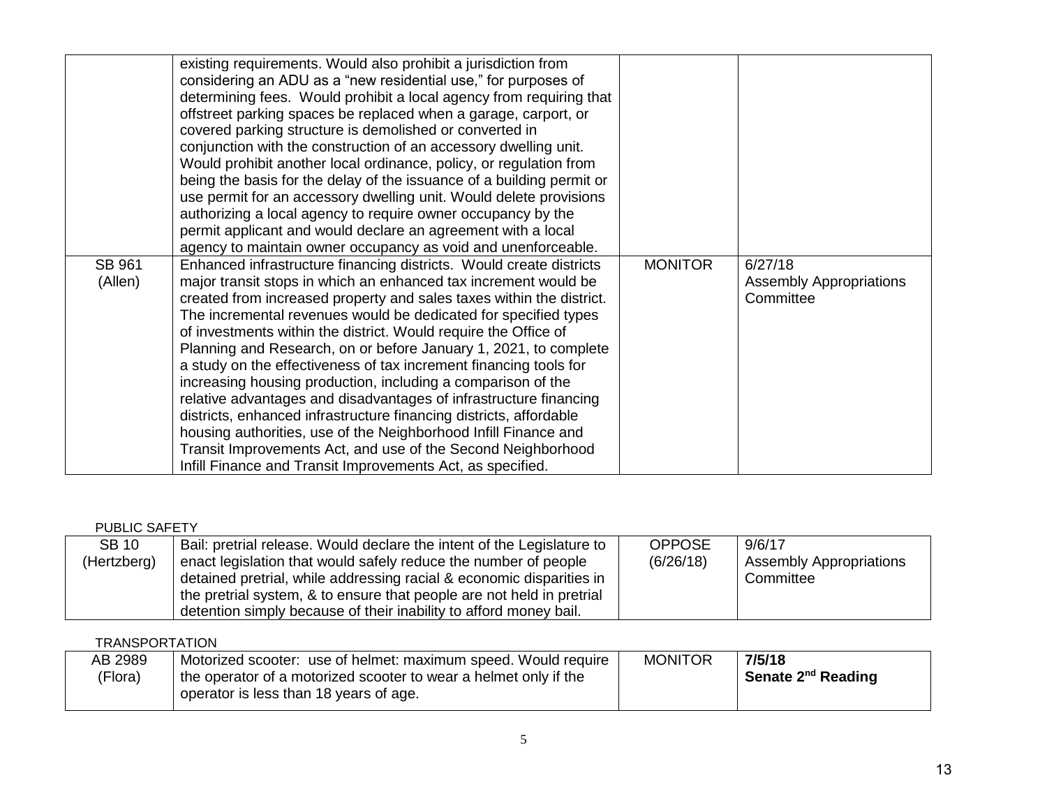| | | | |
|---|---|---|---|
| | existing requirements. Would also prohibit a jurisdiction from considering an ADU as a "new residential use," for purposes of determining fees. Would prohibit a local agency from requiring that offstreet parking spaces be replaced when a garage, carport, or covered parking structure is demolished or converted in conjunction with the construction of an accessory dwelling unit. Would prohibit another local ordinance, policy, or regulation from being the basis for the delay of the issuance of a building permit or use permit for an accessory dwelling unit. Would delete provisions authorizing a local agency to require owner occupancy by the permit applicant and would declare an agreement with a local agency to maintain owner occupancy as void and unenforceable. | | |
| SB 961 (Allen) | Enhanced infrastructure financing districts. Would create districts major transit stops in which an enhanced tax increment would be created from increased property and sales taxes within the district. The incremental revenues would be dedicated for specified types of investments within the district. Would require the Office of Planning and Research, on or before January 1, 2021, to complete a study on the effectiveness of tax increment financing tools for increasing housing production, including a comparison of the relative advantages and disadvantages of infrastructure financing districts, enhanced infrastructure financing districts, affordable housing authorities, use of the Neighborhood Infill Finance and Transit Improvements Act, and use of the Second Neighborhood Infill Finance and Transit Improvements Act, as specified. | MONITOR | 6/27/18 Assembly Appropriations Committee |

PUBLIC SAFETY

| | | | |
|---|---|---|---|
| SB 10 (Hertzberg) | Bail: pretrial release. Would declare the intent of the Legislature to enact legislation that would safely reduce the number of people detained pretrial, while addressing racial & economic disparities in the pretrial system, & to ensure that people are not held in pretrial detention simply because of their inability to afford money bail. | OPPOSE (6/26/18) | 9/6/17 Assembly Appropriations Committee |

TRANSPORTATION

| | | | |
|---|---|---|---|
| AB 2989 (Flora) | Motorized scooter: use of helmet: maximum speed. Would require the operator of a motorized scooter to wear a helmet only if the operator is less than 18 years of age. | MONITOR | **7/5/18 Senate 2nd Reading** |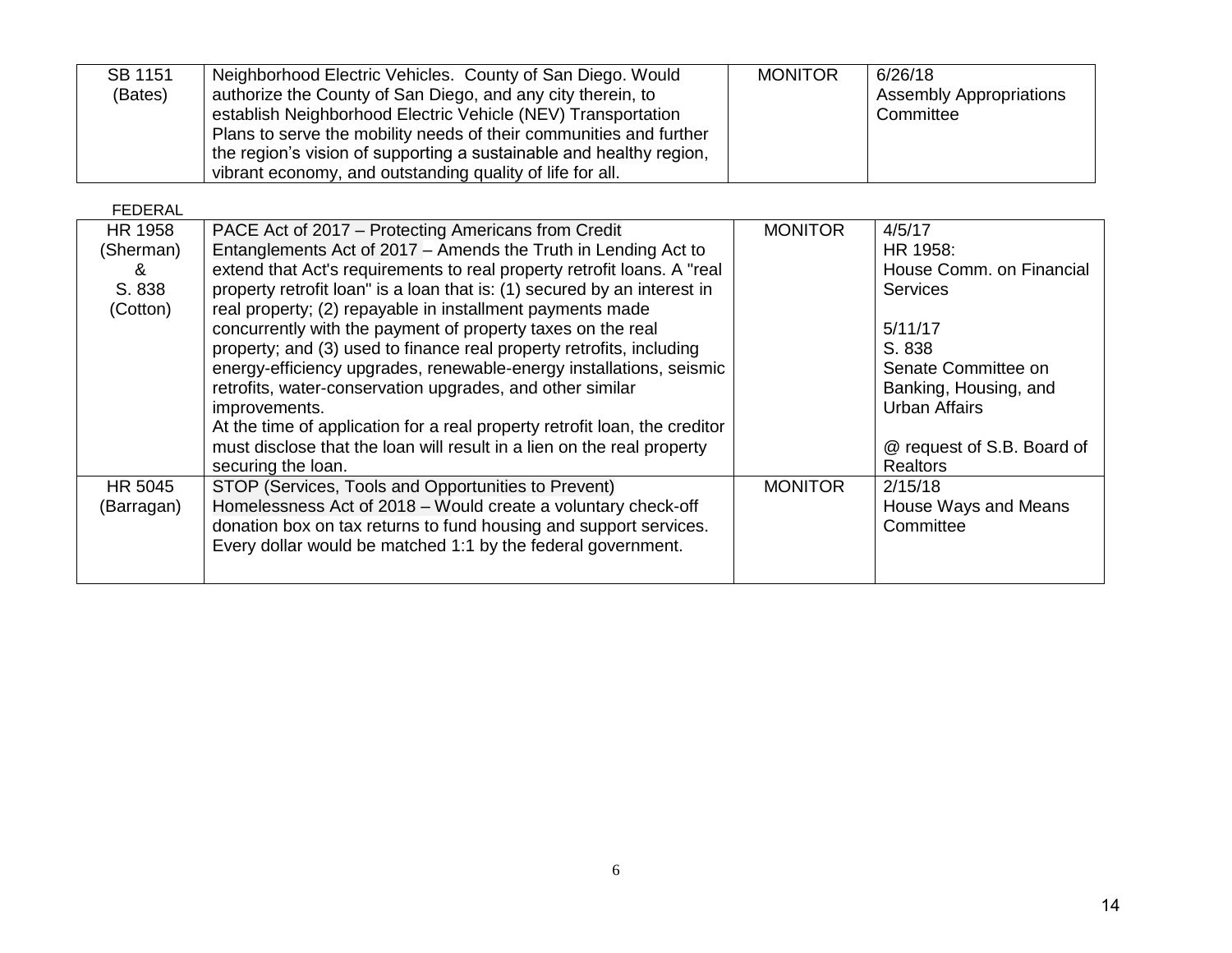| | | | |
|---|---|---|---|
| SB 1151 (Bates) | Neighborhood Electric Vehicles. County of San Diego. Would authorize the County of San Diego, and any city therein, to establish Neighborhood Electric Vehicle (NEV) Transportation Plans to serve the mobility needs of their communities and further the region's vision of supporting a sustainable and healthy region, vibrant economy, and outstanding quality of life for all. | MONITOR | 6/26/18 Assembly Appropriations Committee |

FEDERAL

| | | | |
|---|---|---|---|
| HR 1958 (Sherman) & S. 838 (Cotton) | PACE Act of 2017 – Protecting Americans from Credit Entanglements Act of 2017 – Amends the Truth in Lending Act to extend that Act's requirements to real property retrofit loans. A "real property retrofit loan" is a loan that is: (1) secured by an interest in real property; (2) repayable in installment payments made concurrently with the payment of property taxes on the real property; and (3) used to finance real property retrofits, including energy-efficiency upgrades, renewable-energy installations, seismic retrofits, water-conservation upgrades, and other similar improvements.<br>At the time of application for a real property retrofit loan, the creditor must disclose that the loan will result in a lien on the real property securing the loan. | MONITOR | 4/5/17<br>HR 1958:<br>House Comm. on Financial Services<br><br>5/11/17<br>S. 838<br>Senate Committee on Banking, Housing, and Urban Affairs<br><br>@ request of S.B. Board of Realtors |
| HR 5045 (Barragan) | STOP (Services, Tools and Opportunities to Prevent) Homelessness Act of 2018 – Would create a voluntary check-off donation box on tax returns to fund housing and support services. Every dollar would be matched 1:1 by the federal government. | MONITOR | 2/15/18 House Ways and Means Committee |